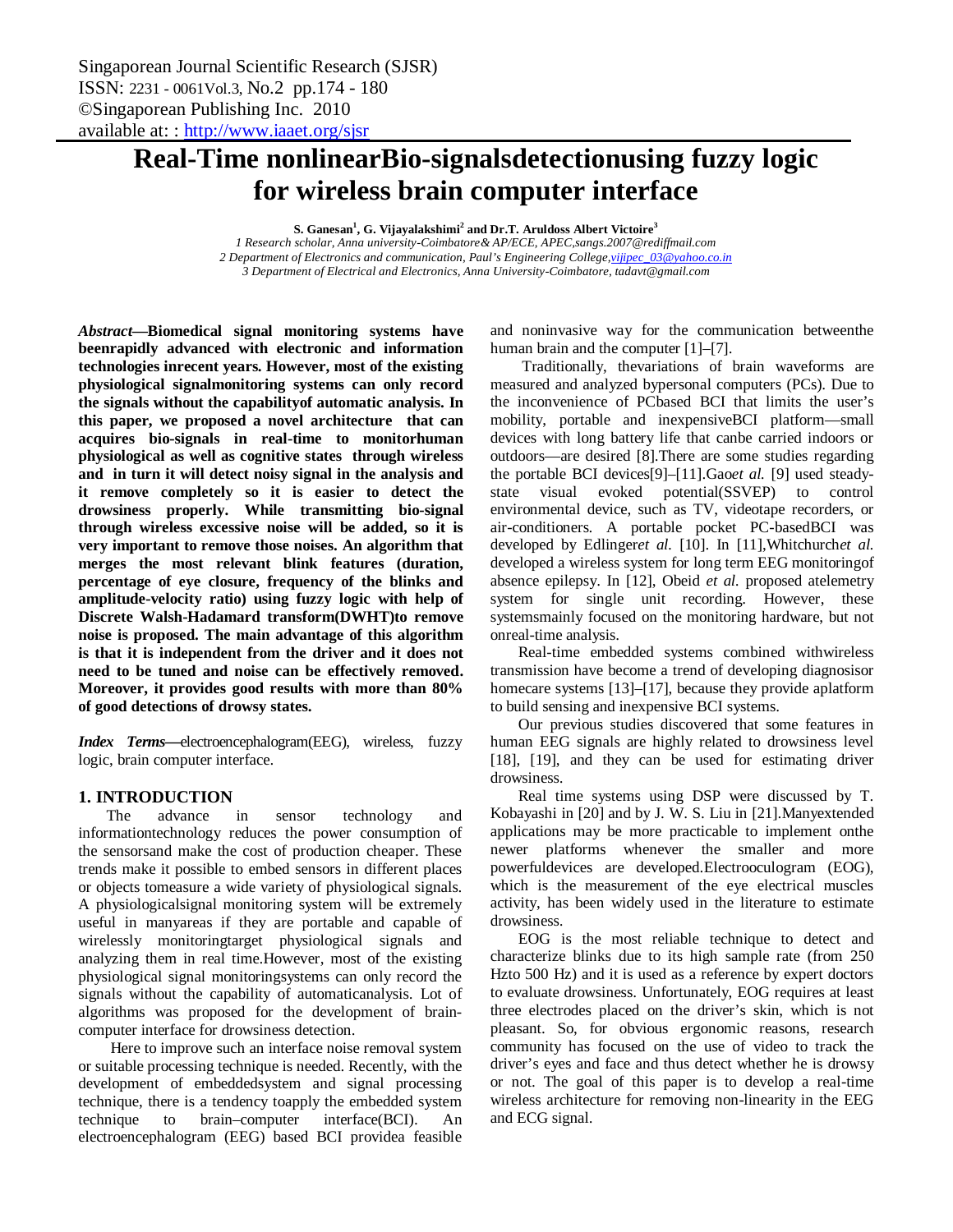# Real-Time nonlinearBio-signalsdetectionusing fuzzy logic for wireless brain computer interface

**S. Ganesan[1], G. Vijayalakshimi[2] and Dr.T. Aruldoss Albert Victoire[3]**

*1 Research scholar, Anna university-Coimbatore& AP/ECE, APEC,sangs.2007@rediffmail.com*
*2 Department of Electronics and communication, Paul's Engineering College,vijipec_03@yahoo.co.in*
*3 Department of Electrical and Electronics, Anna University-Coimbatore, tadavt@gmail.com*

***Abstract*—Biomedical signal monitoring systems have beenrapidly advanced with electronic and information technologies inrecent years. However, most of the existing physiological signalmonitoring systems can only record the signals without the capabilityof automatic analysis. In this paper, we proposed a novel architecture that can acquires bio-signals in real-time to monitorhuman physiological as well as cognitive states through wireless and in turn it will detect noisy signal in the analysis and it remove completely so it is easier to detect the drowsiness properly. While transmitting bio-signal through wireless excessive noise will be added, so it is very important to remove those noises. An algorithm that merges the most relevant blink features (duration, percentage of eye closure, frequency of the blinks and amplitude-velocity ratio) using fuzzy logic with help of Discrete Walsh-Hadamard transform(DWHT)to remove noise is proposed. The main advantage of this algorithm is that it is independent from the driver and it does not need to be tuned and noise can be effectively removed. Moreover, it provides good results with more than 80% of good detections of drowsy states.**

***Index Terms*—**electroencephalogram(EEG), wireless, fuzzy logic, brain computer interface.

## 1. INTRODUCTION

The advance in sensor technology and informationtechnology reduces the power consumption of the sensorsand make the cost of production cheaper. These trends make it possible to embed sensors in different places or objects tomeasure a wide variety of physiological signals. A physiologicalsignal monitoring system will be extremely useful in manyareas if they are portable and capable of wirelessly monitoringtarget physiological signals and analyzing them in real time.However, most of the existing physiological signal monitoringsystems can only record the signals without the capability of automaticanalysis. Lot of algorithms was proposed for the development of brain-computer interface for drowsiness detection.

Here to improve such an interface noise removal system or suitable processing technique is needed. Recently, with the development of embeddedsystem and signal processing technique, there is a tendency toapply the embedded system technique to brain–computer interface(BCI). An electroencephalogram (EEG) based BCI providea feasible and noninvasive way for the communication betweenthe human brain and the computer [1]–[7].

Traditionally, thevariations of brain waveforms are measured and analyzed bypersonal computers (PCs). Due to the inconvenience of PCbased BCI that limits the user's mobility, portable and inexpensiveBCI platform—small devices with long battery life that canbe carried indoors or outdoors—are desired [8].There are some studies regarding the portable BCI devices[9]–[11].Gao*et al.* [9] used steady-state visual evoked potential(SSVEP) to control environmental device, such as TV, videotape recorders, or air-conditioners. A portable pocket PC-basedBCI was developed by Edlinger*et al.* [10]. In [11],Whitchurch*et al.* developed a wireless system for long term EEG monitoringof absence epilepsy. In [12], Obeid *et al.* proposed atelemetry system for single unit recording. However, these systemsmainly focused on the monitoring hardware, but not onreal-time analysis.

Real-time embedded systems combined withwireless transmission have become a trend of developing diagnosisor homecare systems [13]–[17], because they provide aplatform to build sensing and inexpensive BCI systems.

Our previous studies discovered that some features in human EEG signals are highly related to drowsiness level [18], [19], and they can be used for estimating driver drowsiness.

Real time systems using DSP were discussed by T. Kobayashi in [20] and by J. W. S. Liu in [21].Manyextended applications may be more practicable to implement onthe newer platforms whenever the smaller and more powerfuldevices are developed.Electrooculogram (EOG), which is the measurement of the eye electrical muscles activity, has been widely used in the literature to estimate drowsiness.

EOG is the most reliable technique to detect and characterize blinks due to its high sample rate (from 250 Hzto 500 Hz) and it is used as a reference by expert doctors to evaluate drowsiness. Unfortunately, EOG requires at least three electrodes placed on the driver's skin, which is not pleasant. So, for obvious ergonomic reasons, research community has focused on the use of video to track the driver's eyes and face and thus detect whether he is drowsy or not. The goal of this paper is to develop a real-time wireless architecture for removing non-linearity in the EEG and ECG signal.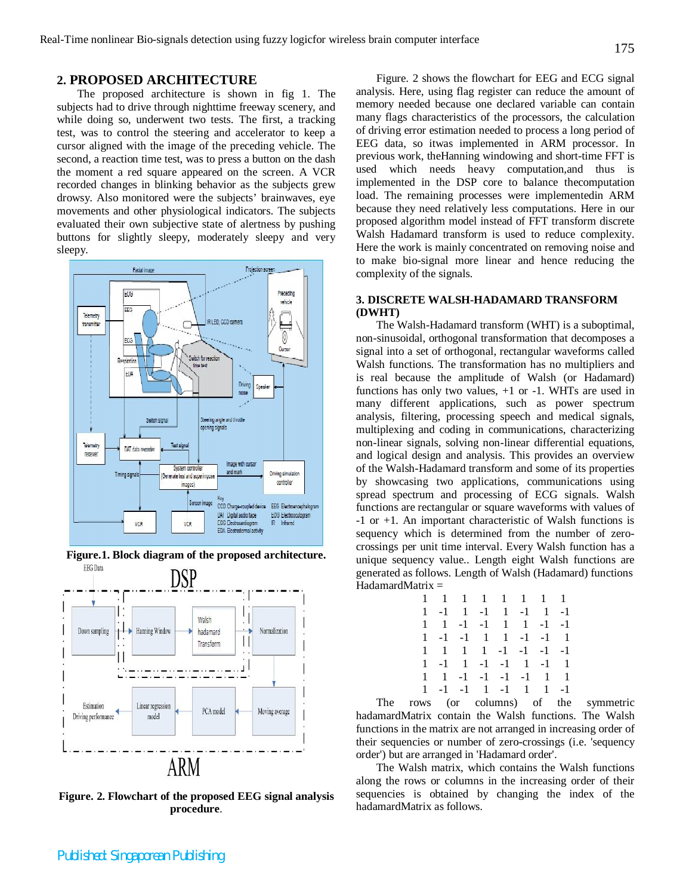## 2. PROPOSED ARCHITECTURE

The proposed architecture is shown in fig 1. The subjects had to drive through nighttime freeway scenery, and while doing so, underwent two tests. The first, a tracking test, was to control the steering and accelerator to keep a cursor aligned with the image of the preceding vehicle. The second, a reaction time test, was to press a button on the dash the moment a red square appeared on the screen. A VCR recorded changes in blinking behavior as the subjects grew drowsy. Also monitored were the subjects' brainwaves, eye movements and other physiological indicators. The subjects evaluated their own subjective state of alertness by pushing buttons for slightly sleepy, moderately sleepy and very sleepy.

**Figure.1. Block diagram of the proposed architecture.**

**Figure. 2. Flowchart of the proposed EEG signal analysis procedure.**

Figure. 2 shows the flowchart for EEG and ECG signal analysis. Here, using flag register can reduce the amount of memory needed because one declared variable can contain many flags characteristics of the processors, the calculation of driving error estimation needed to process a long period of EEG data, so itwas implemented in ARM processor. In previous work, theHanning windowing and short-time FFT is used which needs heavy computation,and thus is implemented in the DSP core to balance thecomputation load. The remaining processes were implementedin ARM because they need relatively less computations. Here in our proposed algorithm model instead of FFT transform discrete Walsh Hadamard transform is used to reduce complexity. Here the work is mainly concentrated on removing noise and to make bio-signal more linear and hence reducing the complexity of the signals.

## 3. DISCRETE WALSH-HADAMARD TRANSFORM (DWHT)

The Walsh-Hadamard transform (WHT) is a suboptimal, non-sinusoidal, orthogonal transformation that decomposes a signal into a set of orthogonal, rectangular waveforms called Walsh functions. The transformation has no multipliers and is real because the amplitude of Walsh (or Hadamard) functions has only two values, +1 or -1. WHTs are used in many different applications, such as power spectrum analysis, filtering, processing speech and medical signals, multiplexing and coding in communications, characterizing non-linear signals, solving non-linear differential equations, and logical design and analysis. This provides an overview of the Walsh-Hadamard transform and some of its properties by showcasing two applications, communications using spread spectrum and processing of ECG signals. Walsh functions are rectangular or square waveforms with values of -1 or +1. An important characteristic of Walsh functions is sequency which is determined from the number of zero-crossings per unit time interval. Every Walsh function has a unique sequency value.. Length eight Walsh functions are generated as follows. Length of Walsh (Hadamard) functions HadamardMatrix =

$$
\begin{matrix}
1 & 1 & 1 & 1 & 1 & 1 & 1 & 1 \\
1 & -1 & 1 & -1 & 1 & -1 & 1 & -1 \\
1 & 1 & -1 & -1 & 1 & 1 & -1 & -1 \\
1 & -1 & -1 & 1 & 1 & -1 & -1 & 1 \\
1 & 1 & 1 & 1 & -1 & -1 & -1 & -1 \\
1 & -1 & 1 & -1 & -1 & 1 & -1 & 1 \\
1 & 1 & -1 & -1 & -1 & -1 & 1 & 1 \\
1 & -1 & -1 & 1 & -1 & 1 & 1 & -1
\end{matrix}
$$

The rows (or columns) of the symmetric hadamardMatrix contain the Walsh functions. The Walsh functions in the matrix are not arranged in increasing order of their sequencies or number of zero-crossings (i.e. 'sequency order') but are arranged in 'Hadamard order'.

The Walsh matrix, which contains the Walsh functions along the rows or columns in the increasing order of their sequencies is obtained by changing the index of the hadamardMatrix as follows.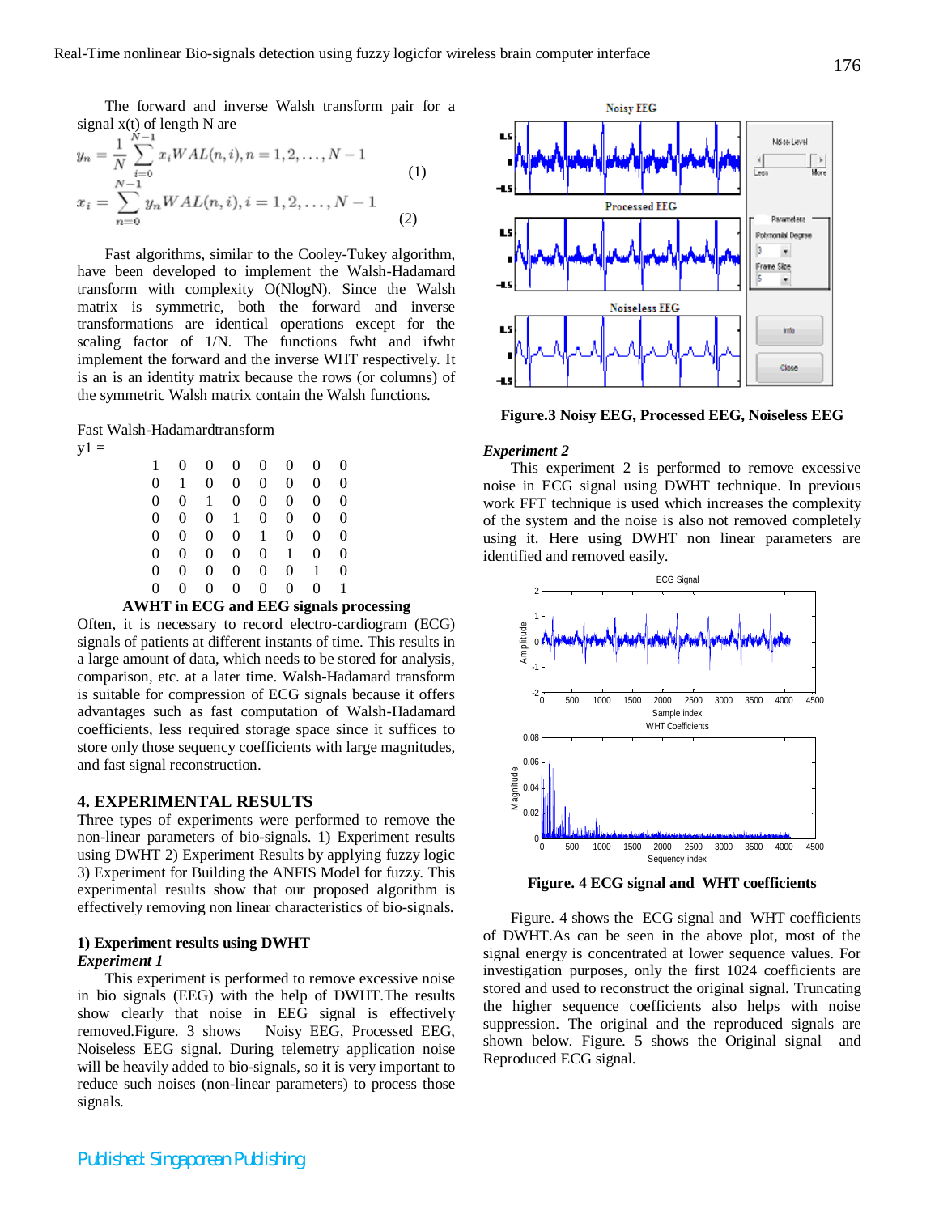The forward and inverse Walsh transform pair for a signal x(t) of length N are

$$y_n = \frac{1}{N}\sum_{i=0}^{N-1} x_i WAL(n,i), n = 1,2,\ldots,N-1 \quad (1)$$

$$x_i = \sum_{n=0}^{N-1} y_n WAL(n,i), i = 1,2,\ldots,N-1 \quad (2)$$

Fast algorithms, similar to the Cooley-Tukey algorithm, have been developed to implement the Walsh-Hadamard transform with complexity O(NlogN). Since the Walsh matrix is symmetric, both the forward and inverse transformations are identical operations except for the scaling factor of 1/N. The functions fwht and ifwht implement the forward and the inverse WHT respectively. It is an is an identity matrix because the rows (or columns) of the symmetric Walsh matrix contain the Walsh functions.

Fast Walsh-Hadamardtransform

y1 =

| | | | | | | | |
|---|---|---|---|---|---|---|---|
| 1 | 0 | 0 | 0 | 0 | 0 | 0 | 0 |
| 0 | 1 | 0 | 0 | 0 | 0 | 0 | 0 |
| 0 | 0 | 1 | 0 | 0 | 0 | 0 | 0 |
| 0 | 0 | 0 | 1 | 0 | 0 | 0 | 0 |
| 0 | 0 | 0 | 0 | 1 | 0 | 0 | 0 |
| 0 | 0 | 0 | 0 | 0 | 1 | 0 | 0 |
| 0 | 0 | 0 | 0 | 0 | 0 | 1 | 0 |
| 0 | 0 | 0 | 0 | 0 | 0 | 0 | 1 |

**AWHT in ECG and EEG signals processing**

Often, it is necessary to record electro-cardiogram (ECG) signals of patients at different instants of time. This results in a large amount of data, which needs to be stored for analysis, comparison, etc. at a later time. Walsh-Hadamard transform is suitable for compression of ECG signals because it offers advantages such as fast computation of Walsh-Hadamard coefficients, less required storage space since it suffices to store only those sequency coefficients with large magnitudes, and fast signal reconstruction.

## 4. EXPERIMENTAL RESULTS

Three types of experiments were performed to remove the non-linear parameters of bio-signals. 1) Experiment results using DWHT 2) Experiment Results by applying fuzzy logic 3) Experiment for Building the ANFIS Model for fuzzy. This experimental results show that our proposed algorithm is effectively removing non linear characteristics of bio-signals.

### 1) Experiment results using DWHT

***Experiment 1***

This experiment is performed to remove excessive noise in bio signals (EEG) with the help of DWHT.The results show clearly that noise in EEG signal is effectively removed.Figure. 3 shows Noisy EEG, Processed EEG, Noiseless EEG signal. During telemetry application noise will be heavily added to bio-signals, so it is very important to reduce such noises (non-linear parameters) to process those signals.

**Figure.3 Noisy EEG, Processed EEG, Noiseless EEG**

***Experiment 2***

This experiment 2 is performed to remove excessive noise in ECG signal using DWHT technique. In previous work FFT technique is used which increases the complexity of the system and the noise is also not removed completely using it. Here using DWHT non linear parameters are identified and removed easily.

**Figure. 4 ECG signal and WHT coefficients**

Figure. 4 shows the ECG signal and WHT coefficients of DWHT.As can be seen in the above plot, most of the signal energy is concentrated at lower sequence values. For investigation purposes, only the first 1024 coefficients are stored and used to reconstruct the original signal. Truncating the higher sequence coefficients also helps with noise suppression. The original and the reproduced signals are shown below. Figure. 5 shows the Original signal and Reproduced ECG signal.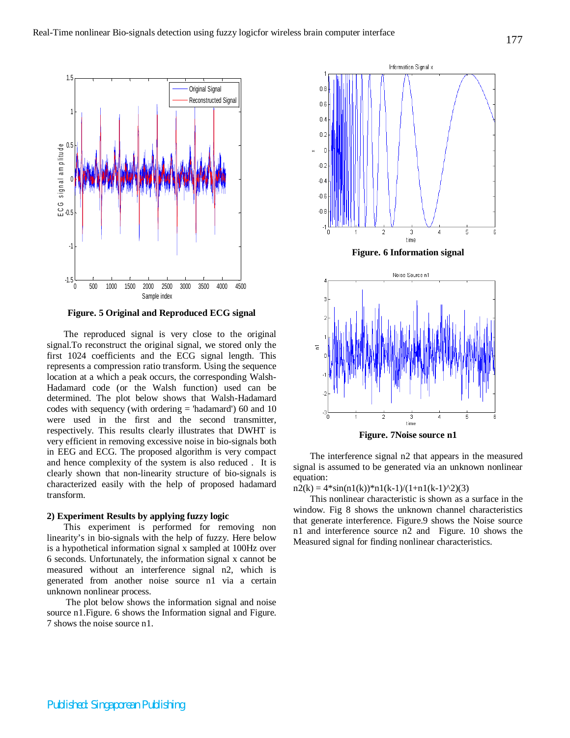Figure. 5 Original and Reproduced ECG signal

The reproduced signal is very close to the original signal.To reconstruct the original signal, we stored only the first 1024 coefficients and the ECG signal length. This represents a compression ratio transform. Using the sequence location at a which a peak occurs, the corresponding Walsh-Hadamard code (or the Walsh function) used can be determined. The plot below shows that Walsh-Hadamard codes with sequency (with ordering = 'hadamard') 60 and 10 were used in the first and the second transmitter, respectively. This results clearly illustrates that DWHT is very efficient in removing excessive noise in bio-signals both in EEG and ECG. The proposed algorithm is very compact and hence complexity of the system is also reduced . It is clearly shown that non-linearity structure of bio-signals is characterized easily with the help of proposed hadamard transform.

**2) Experiment Results by applying fuzzy logic**

This experiment is performed for removing non linearity's in bio-signals with the help of fuzzy. Here below is a hypothetical information signal x sampled at 100Hz over 6 seconds. Unfortunately, the information signal x cannot be measured without an interference signal n2, which is generated from another noise source n1 via a certain unknown nonlinear process.

The plot below shows the information signal and noise source n1.Figure. 6 shows the Information signal and Figure. 7 shows the noise source n1.

Figure. 6 Information signal

Figure. 7Noise source n1

The interference signal n2 that appears in the measured signal is assumed to be generated via an unknown nonlinear equation:

n2(k) = 4*sin(n1(k))*n1(k-1)/(1+n1(k-1)^2)(3)

This nonlinear characteristic is shown as a surface in the window. Fig 8 shows the unknown channel characteristics that generate interference. Figure.9 shows the Noise source n1 and interference source n2 and Figure. 10 shows the Measured signal for finding nonlinear characteristics.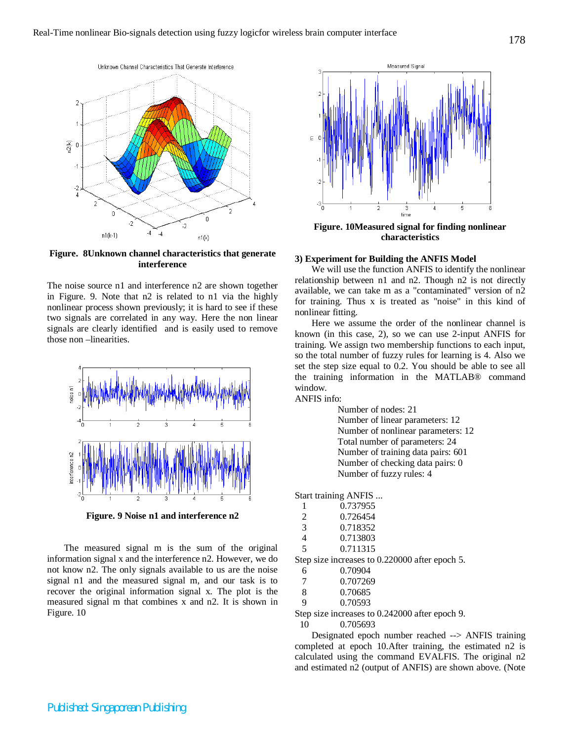**Figure. 8Unknown channel characteristics that generate interference**

The noise source n1 and interference n2 are shown together in Figure. 9. Note that n2 is related to n1 via the highly nonlinear process shown previously; it is hard to see if these two signals are correlated in any way. Here the non linear signals are clearly identified and is easily used to remove those non –linearities.

**Figure. 9 Noise n1 and interference n2**

The measured signal m is the sum of the original information signal x and the interference n2. However, we do not know n2. The only signals available to us are the noise signal n1 and the measured signal m, and our task is to recover the original information signal x. The plot is the measured signal m that combines x and n2. It is shown in Figure. 10

**Figure. 10Measured signal for finding nonlinear characteristics**

**3) Experiment for Building the ANFIS Model**

We will use the function ANFIS to identify the nonlinear relationship between n1 and n2. Though n2 is not directly available, we can take m as a "contaminated" version of n2 for training. Thus x is treated as "noise" in this kind of nonlinear fitting.

Here we assume the order of the nonlinear channel is known (in this case, 2), so we can use 2-input ANFIS for training. We assign two membership functions to each input, so the total number of fuzzy rules for learning is 4. Also we set the step size equal to 0.2. You should be able to see all the training information in the MATLAB® command window.

ANFIS info:

```
Number of nodes: 21
Number of linear parameters: 12
Number of nonlinear parameters: 12
Total number of parameters: 24
Number of training data pairs: 601
Number of checking data pairs: 0
Number of fuzzy rules: 4

Start training ANFIS ...
  1        0.737955
  2        0.726454
  3        0.718352
  4        0.713803
  5        0.711315
Step size increases to 0.220000 after epoch 5.
  6        0.70904
  7        0.707269
  8        0.70685
  9        0.70593
Step size increases to 0.242000 after epoch 9.
  10       0.705693
```

Designated epoch number reached --> ANFIS training completed at epoch 10.After training, the estimated n2 is calculated using the command EVALFIS. The original n2 and estimated n2 (output of ANFIS) are shown above. (Note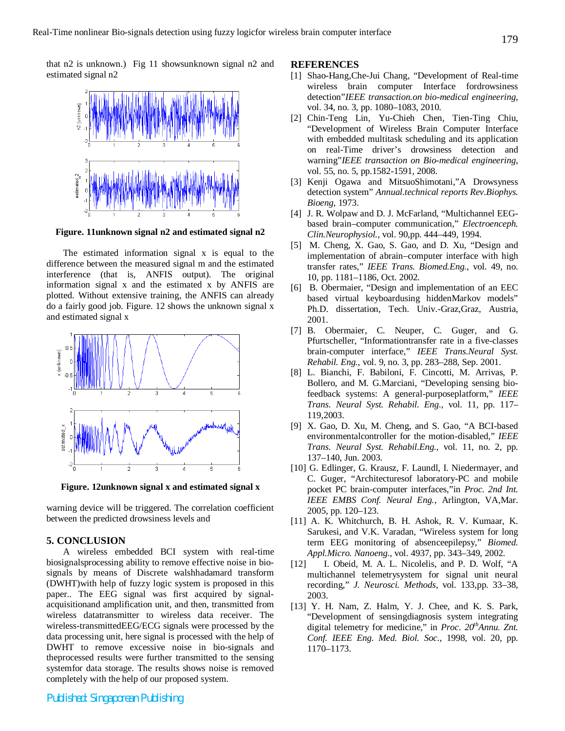that n2 is unknown.) Fig 11 showsunknown signal n2 and estimated signal n2

**Figure. 11unknown signal n2 and estimated signal n2**

The estimated information signal x is equal to the difference between the measured signal m and the estimated interference (that is, ANFIS output). The original information signal x and the estimated x by ANFIS are plotted. Without extensive training, the ANFIS can already do a fairly good job. Figure. 12 shows the unknown signal x and estimated signal x

**Figure. 12unknown signal x and estimated signal x**

warning device will be triggered. The correlation coefficient between the predicted drowsiness levels and

## 5. CONCLUSION

A wireless embedded BCI system with real-time biosignalsprocessing ability to remove effective noise in bio-signals by means of Discrete walshhadamard transform (DWHT)with help of fuzzy logic system is proposed in this paper.. The EEG signal was first acquired by signal-acquisitionand amplification unit, and then, transmitted from wireless datatransmitter to wireless data receiver. The wireless-transmittedEEG/ECG signals were processed by the data processing unit, here signal is processed with the help of DWHT to remove excessive noise in bio-signals and theprocessed results were further transmitted to the sensing systemfor data storage. The results shows noise is removed completely with the help of our proposed system.

## REFERENCES

[1] Shao-Hang,Che-Jui Chang, "Development of Real-time wireless brain computer Interface fordrowsiness detection"*IEEE transaction.on bio-medical engineering*, vol. 34, no. 3, pp. 1080–1083, 2010.

[2] Chin-Teng Lin, Yu-Chieh Chen, Tien-Ting Chiu, "Development of Wireless Brain Computer Interface with embedded multitask scheduling and its application on real-Time driver's drowsiness detection and warning"*IEEE transaction on Bio-medical engineering*, vol. 55, no. 5, pp.1582-1591, 2008.

[3] Kenji Ogawa and MitsuoShimotani,"A Drowsyness detection system" *Annual.technical reports Rev.Biophys. Bioeng*, 1973.

[4] J. R. Wolpaw and D. J. McFarland, "Multichannel EEG-based brain–computer communication," *Electronceph. Clin.Neurophysiol.*, vol. 90,pp. 444–449, 1994.

[5] M. Cheng, X. Gao, S. Gao, and D. Xu, "Design and implementation of abrain–computer interface with high transfer rates," *IEEE Trans. Biomed.Eng.*, vol. 49, no. 10, pp. 1181–1186, Oct. 2002.

[6] B. Obermaier, "Design and implementation of an EEC based virtual keyboardusing hiddenMarkov models" Ph.D. dissertation, Tech. Univ.-Graz,Graz, Austria, 2001.

[7] B. Obermaier, C. Neuper, C. Guger, and G. Pfurtscheller, "Informationtransfer rate in a five-classes brain-computer interface," *IEEE Trans.Neural Syst. Rehabil. Eng.*, vol. 9, no. 3, pp. 283–288, Sep. 2001.

[8] L. Bianchi, F. Babiloni, F. Cincotti, M. Arrivas, P. Bollero, and M. G.Marciani, "Developing sensing bio-feedback systems: A general-purposeplatform," *IEEE Trans. Neural Syst. Rehabil. Eng.*, vol. 11, pp. 117–119,2003.

[9] X. Gao, D. Xu, M. Cheng, and S. Gao, "A BCI-based environmentalcontroller for the motion-disabled," *IEEE Trans. Neural Syst. Rehabil.Eng.*, vol. 11, no. 2, pp. 137–140, Jun. 2003.

[10] G. Edlinger, G. Krausz, F. Laundl, I. Niedermayer, and C. Guger, "Architecturesof laboratory-PC and mobile pocket PC brain-computer interfaces,"in *Proc. 2nd Int. IEEE EMBS Conf. Neural Eng.*, Arlington, VA,Mar. 2005, pp. 120–123.

[11] A. K. Whitchurch, B. H. Ashok, R. V. Kumaar, K. Sarukesi, and V.K. Varadan, "Wireless system for long term EEG monitoring of absenceepilepsy," *Biomed. Appl.Micro. Nanoeng.*, vol. 4937, pp. 343–349, 2002.

[12] I. Obeid, M. A. L. Nicolelis, and P. D. Wolf, "A multichannel telemetrysystem for signal unit neural recording," *J. Neurosci. Methods*, vol. 133,pp. 33–38, 2003.

[13] Y. H. Nam, Z. Halm, Y. J. Chee, and K. S. Park, "Development of sensingdiagnosis system integrating digital telemetry for medicine," in *Proc. 20th Annu. Znt. Conf. IEEE Eng. Med. Biol. Soc.*, 1998, vol. 20, pp. 1170–1173.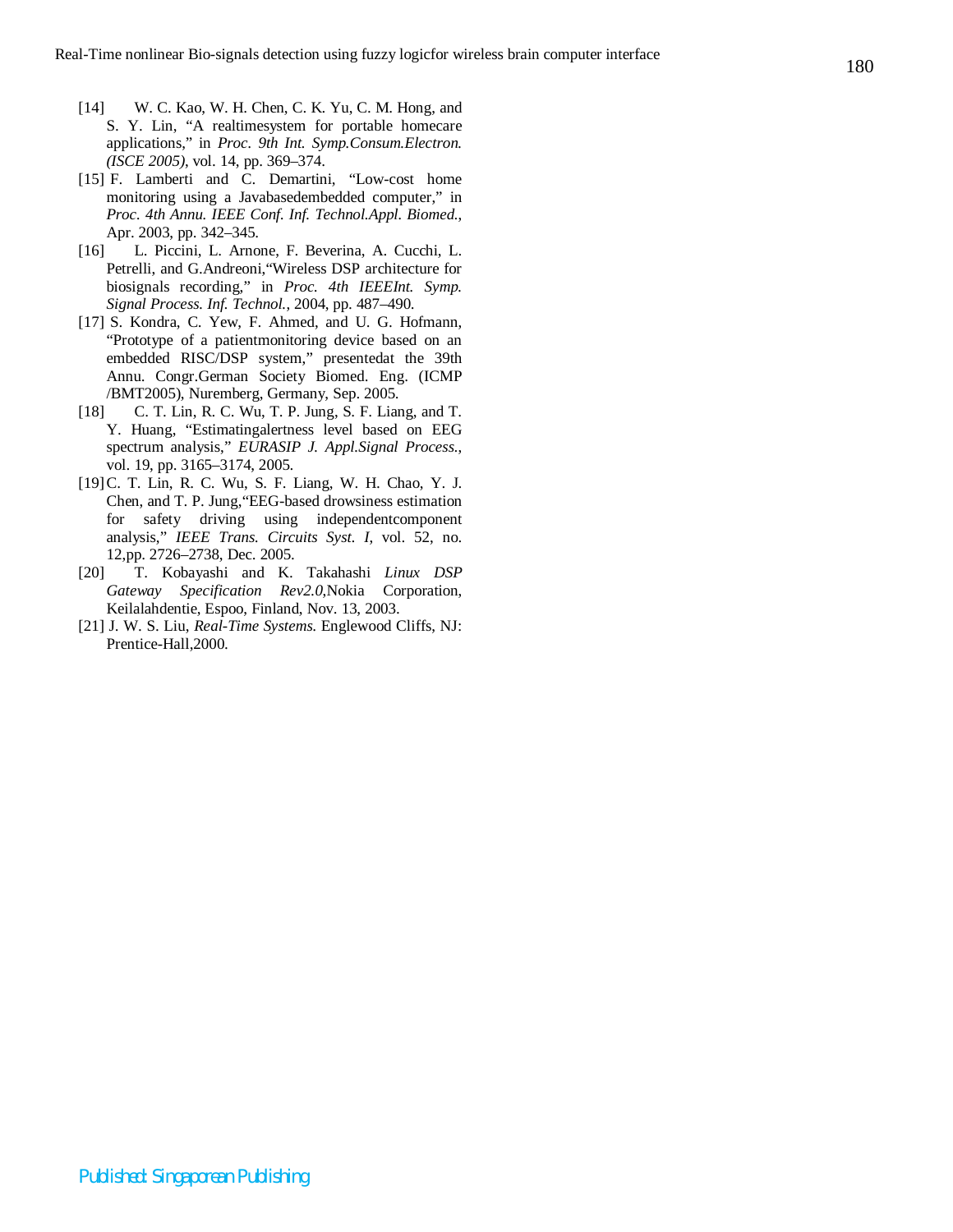[14] W. C. Kao, W. H. Chen, C. K. Yu, C. M. Hong, and S. Y. Lin, "A realtimesystem for portable homecare applications," in *Proc. 9th Int. Symp.Consum.Electron. (ISCE 2005)*, vol. 14, pp. 369–374.

[15] F. Lamberti and C. Demartini, "Low-cost home monitoring using a Javabasedembedded computer," in *Proc. 4th Annu. IEEE Conf. Inf. Technol.Appl. Biomed.*, Apr. 2003, pp. 342–345.

[16] L. Piccini, L. Arnone, F. Beverina, A. Cucchi, L. Petrelli, and G.Andreoni,"Wireless DSP architecture for biosignals recording," in *Proc. 4th IEEEInt. Symp. Signal Process. Inf. Technol.*, 2004, pp. 487–490.

[17] S. Kondra, C. Yew, F. Ahmed, and U. G. Hofmann, "Prototype of a patientmonitoring device based on an embedded RISC/DSP system," presentedat the 39th Annu. Congr.German Society Biomed. Eng. (ICMP /BMT2005), Nuremberg, Germany, Sep. 2005.

[18] C. T. Lin, R. C. Wu, T. P. Jung, S. F. Liang, and T. Y. Huang, "Estimatingalertness level based on EEG spectrum analysis," *EURASIP J. Appl.Signal Process.*, vol. 19, pp. 3165–3174, 2005.

[19] C. T. Lin, R. C. Wu, S. F. Liang, W. H. Chao, Y. J. Chen, and T. P. Jung,"EEG-based drowsiness estimation for safety driving using independentcomponent analysis," *IEEE Trans. Circuits Syst. I*, vol. 52, no. 12,pp. 2726–2738, Dec. 2005.

[20] T. Kobayashi and K. Takahashi *Linux DSP Gateway Specification Rev2.0*,Nokia Corporation, Keilalahdentie, Espoo, Finland, Nov. 13, 2003.

[21] J. W. S. Liu, *Real-Time Systems.* Englewood Cliffs, NJ: Prentice-Hall,2000.